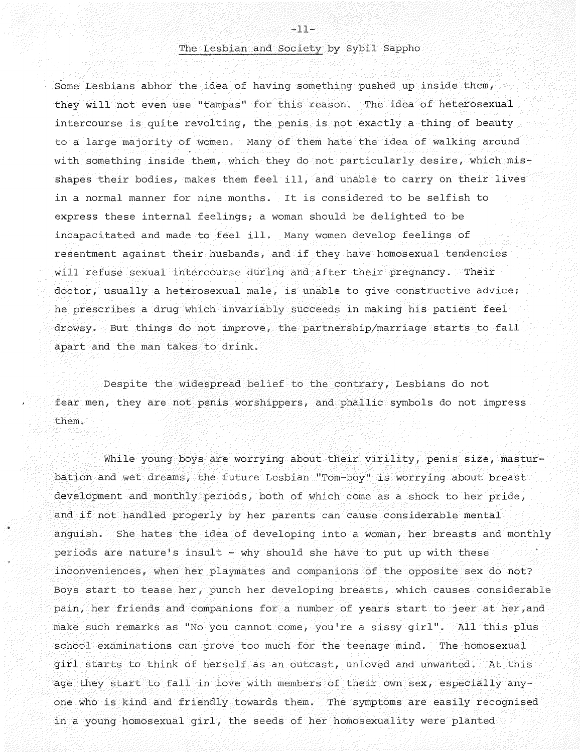The Lesbian and Society by Sybil Sappho

Some Lesbians abhor the idea of having something pushed up inside them, they will not even use "tampas" for this reason. The idea of heterosexual intercourse is quite revolting, the penis is not exactly a thing of beauty to a large majority of women. Many of them hate the idea of walking around with something inside them, which they do not particularly desire, which misshapes their bodies, makes them feel ill, and unable to carry on their lives in a normal manner for nine months. It is considered to be selfish to express these internal feelings; a woman should be delighted to be incapacitated and made to feel ill. Many women develop feelings of resentment against their husbands, and if they have homosexual tendencies will refuse sexual intercourse during and after their pregnancy. Their doctor, usually a heterosexual male, is unable to give constructive advice; he prescribes a drug which invariably succeeds in making his patient feel drowsy. But things do not improve, the partnership/marriage starts to fall apart and the man takes to drink.

Despite the widespread belief to the contrary, Lesbians do not fear men, they are not penis worshippers, and phallic symbols do not impress them.

While young boys are worrying about their virility, penis size, masturbation and wet dreams, the future Lesbian "Tom-boy" is worrying about breast development and monthly periods, both of which come as a shock to her pride, and if not handled properly by her parents can cause considerable mental anguish. She hates the idea of developing into a woman, her breasts and monthly periods are nature's insult - why should she have to put up with these inconveniences, when her playmates and companions of the opposite sex do not? Boys start to tease her, punch her developing breasts, which causes considerable pain, her friends and companions for a number of years start to jeer at her, and make such remarks as "No you cannot come, you're a sissy girl". All this plus school examinations can prove too much for the teenage mind. The homosexual girl starts to think of herself as an outcast, unloved and unwanted. At this age they start to fall in love with members of their own sex, especially anyone who is kind and friendly towards them. The symptoms are easily recognised in a young homosexual girl, the seeds of her homosexuality were planted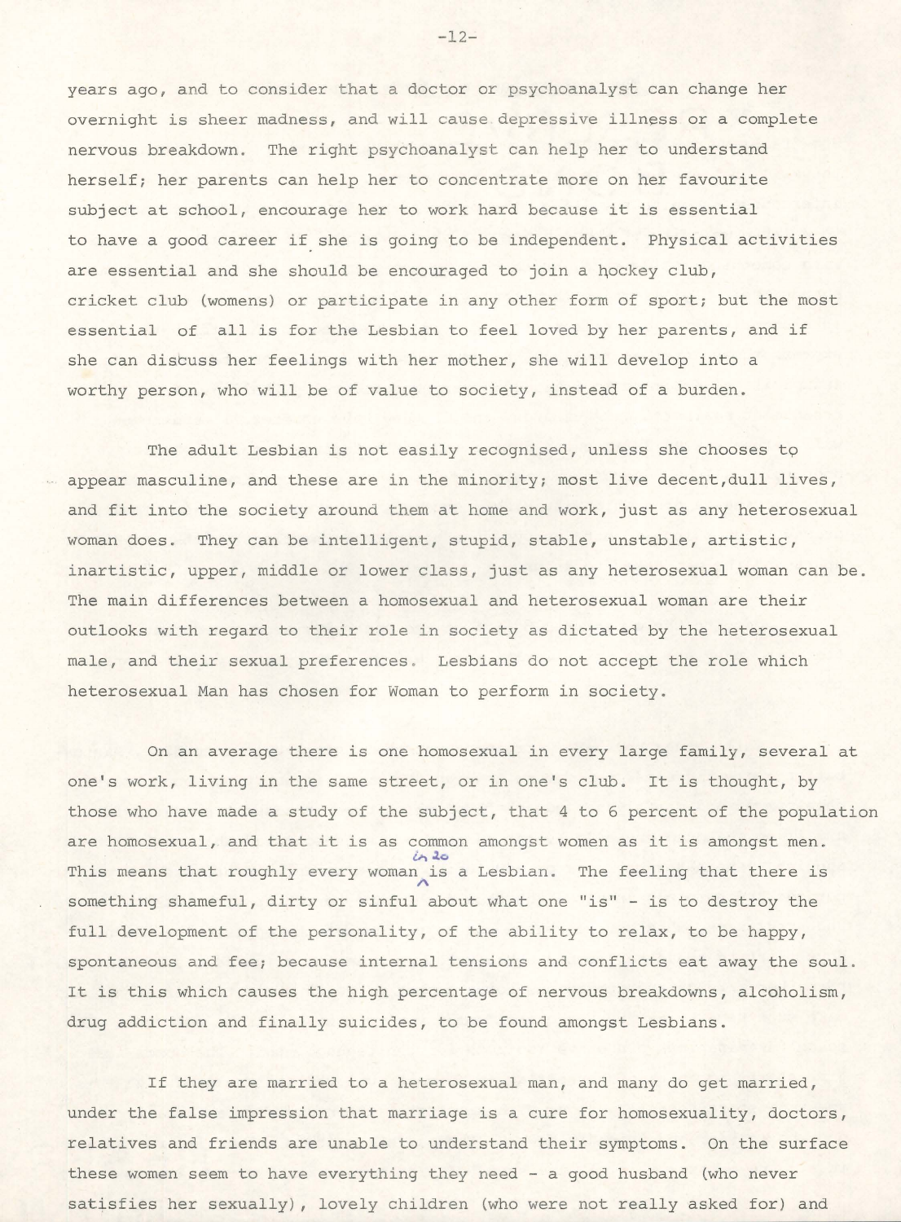years ago, and to consider that a doctor or psychoanalyst can change her overnight is sheer madness, and will cause depressive illness or a complete nervous breakdown. The right psychoanalyst can help her to understand herself; her parents can help her to concentrate more on her favourite subject at school, encourage her to work hard because it is essential to have a good career if she is going to be independent. Physical activities are essential and she should be encouraged to join a hockey club, cricket club (womens) or participate in any other form of sport; but the most essential of all is for the Lesbian to feel loved by her parents, and if she can discuss her feelings with her mother, she will develop into a worthy person, who will be of value to society, instead of a burden.

The adult Lesbian is not easily recognised, unless she chooses to appear masculine, and these are in the minority; most live decent,dull lives, and fit into the society around them at home and work, just as any heterosexual woman does. They can be intelligent, stupid, stable, unstable, artistic, inartistic, upper, middle or lower class, just as any heterosexual woman can be. The main differences between a homosexual and heterosexual woman are their outlooks with regard to their role in society as dictated by the heterosexual male, and their sexual preferences. Lesbians do not accept the role which heterosexual Man has chosen for Woman to perform in society.

On an average there is one homosexual in every large family, several at one's work, living in the same street, or in one's club. It is thought, by those who have made a study of the subject, that 4 to 6 percent of the population are homosexual, and that it is as common amongst women as it is amongst men. This means that roughly every woman in 20 is a Lesbian. The feeling that there is something shameful, dirty or sinful about what one "is" - is to destroy the full development of the personality, of the ability to relax, to be happy, spontaneous and fee; because internal tensions and conflicts eat away the soul. It is this which causes the high percentage of nervous breakdowns, alcoholism, drug addiction and finally suicides, to be found amongst Lesbians.

If they are married to a heterosexual man, and many do get married, under the false impression that marriage is a cure for homosexuality, doctors, relatives and friends are unable to understand their symptoms. On the surface these women seem to have everything they need - a good husband (who never satisfies her sexually), lovely children (who were not really asked for) and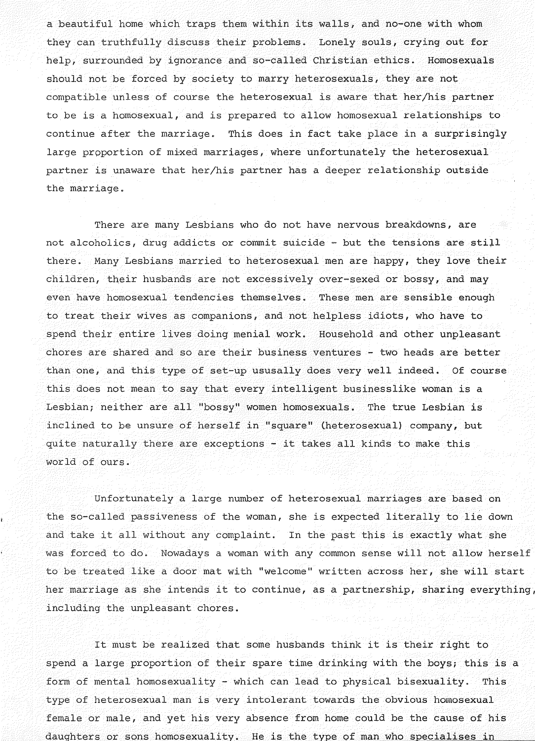a beautiful home which traps them within its walls, and no-one with whom they can truthfully discuss their problems. Lonely souls, crying out for help, surrounded by ignorance and so-called Christian ethics. Homosexuals should not be forced by society to marry heterosexuals, they are not compatible unless of course the heterosexual is aware that her/his partner to be is a homosexual, and is prepared to allow homosexual relationships to continue after the marriage. This does in fact take place in a surprisingly large proportion of mixed marriages, where unfortunately the heterosexual partner is unaware that her/his partner has a deeper relationship outside the marriage.

There are many Lesbians who do not have nervous breakdowns, are not alcoholics, drug addicts or commit suicide - but the tensions are still there. Many Lesbians married to heterosexual men are happy, they love their children, their husbands are not excessively over-sexed or bossy, and may even have homosexual tendencies themselves. These men are sensible enough to treat their wives as companions, and not helpless idiots, who have to spend their entire lives doing menial work. Household and other unpleasant chores are shared and so are their business ventures - two heads are better than one, and this type of set-up ususally does very well indeed. Of course this does not mean to say that every intelligent businesslike woman is a Lesbian; neither are all "bossy" women homosexuals. The true Lesbian is inclined to be unsure of herself in "square" (heterosexual) company, but quite naturally there are exceptions - it takes all kinds to make this world of ours.

Unfortunately a large number of heterosexual marriages are based on the so-called passiveness of the woman, she is expected literally to lie down and take it all without any complaint. In the past this is exactly what she was forced to do. Nowadays a woman with any common sense will not allow herself to be treated like a door mat with "welcome" written across her, she will start her marriage as she intends it to continue, as a partnership, sharing everything, including the unpleasant chores.

It must be realized that some husbands think it is their right to spend a large proportion of their spare time drinking with the boys; this is a form of mental homosexuality - which can lead to physical bisexuality. This type of heterosexual man is very intolerant towards the obvious homosexual female or male, and yet his very absence from home could be the cause of his daughters or sons homosexuality. He is the type of man who specialises in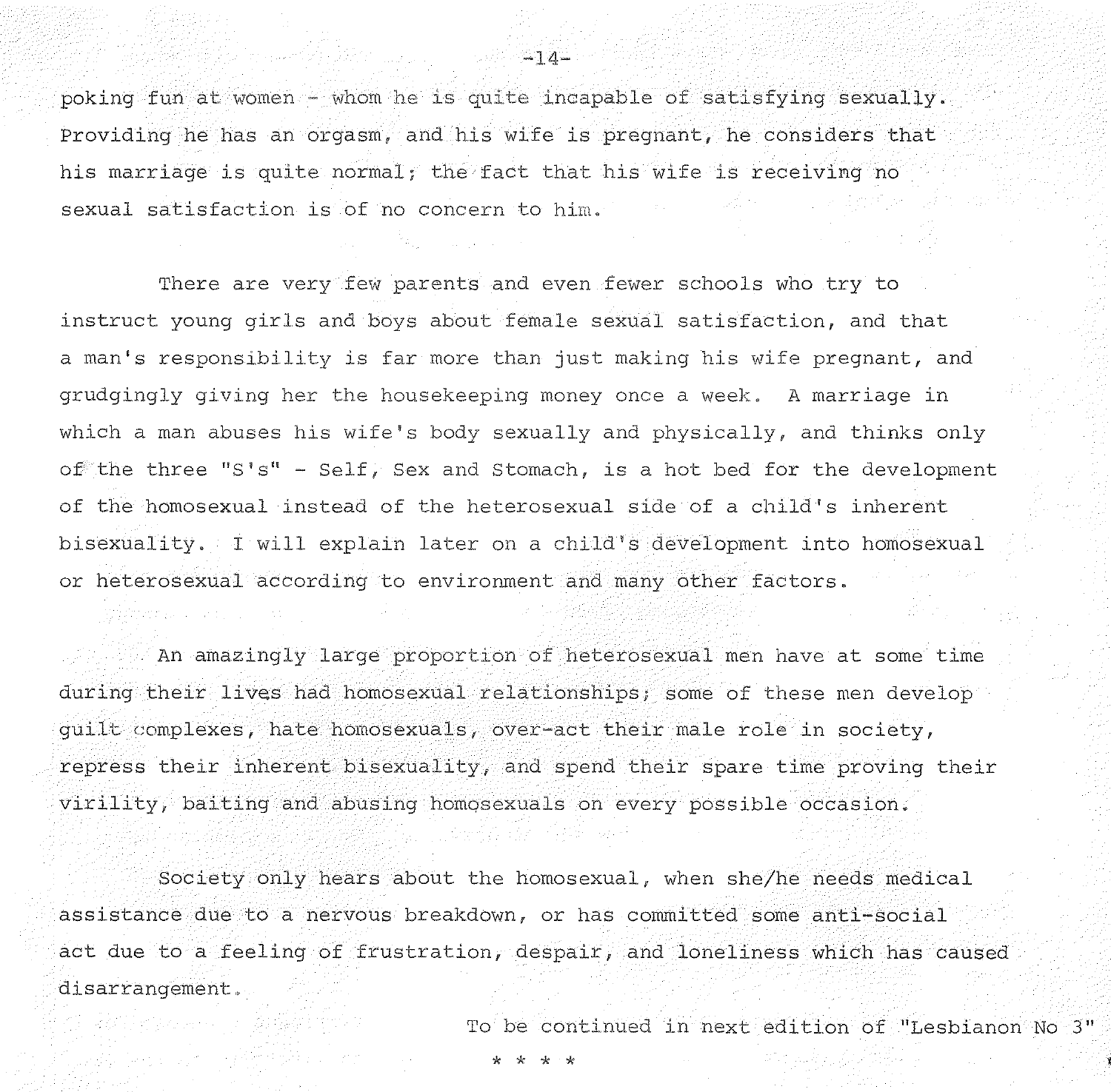poking fun at women - whom he is quite incapable of satisfying sexually. Providing he has an orgasm, and his wife is pregnant, he considers that his marriage is quite normal; the fact that his wife is receiving no sexual satisfaction is of no concern to him.

There are very few parents and even fewer schools who try to instruct young girls and boys about female sexual satisfaction, and that a man's responsibility is far more than just making his wife pregnant, and grudgingly giving her the housekeeping money once a week. A marriage in which a man abuses his wife's body sexually and physically, and thinks only of the three "S's" - Self, Sex and Stomach, is a hot bed for the development of the homosexual instead of the heterosexual side of a child's inherent bisexuality. I will explain later on a child's development into homosexual or heterosexual according to environment and many other factors.

An amazingly large proportion of heterosexual men have at some time during their lives had homosexual relationships; some of these men develop guilt complexes, hate homosexuals, over-act their male role in society, repress their inherent bisexuality, and spend their spare time proving their virility, baiting and abusing homosexuals on every possible occasion.

Society only hears about the homosexual, when she/he needs medical assistance due to a nervous breakdown, or has committed some anti-social act due to a feeling of frustration, despair, and loneliness which has caused disarrangement.

To be continued in next edition of "Lesbianon No 3"

* * * *